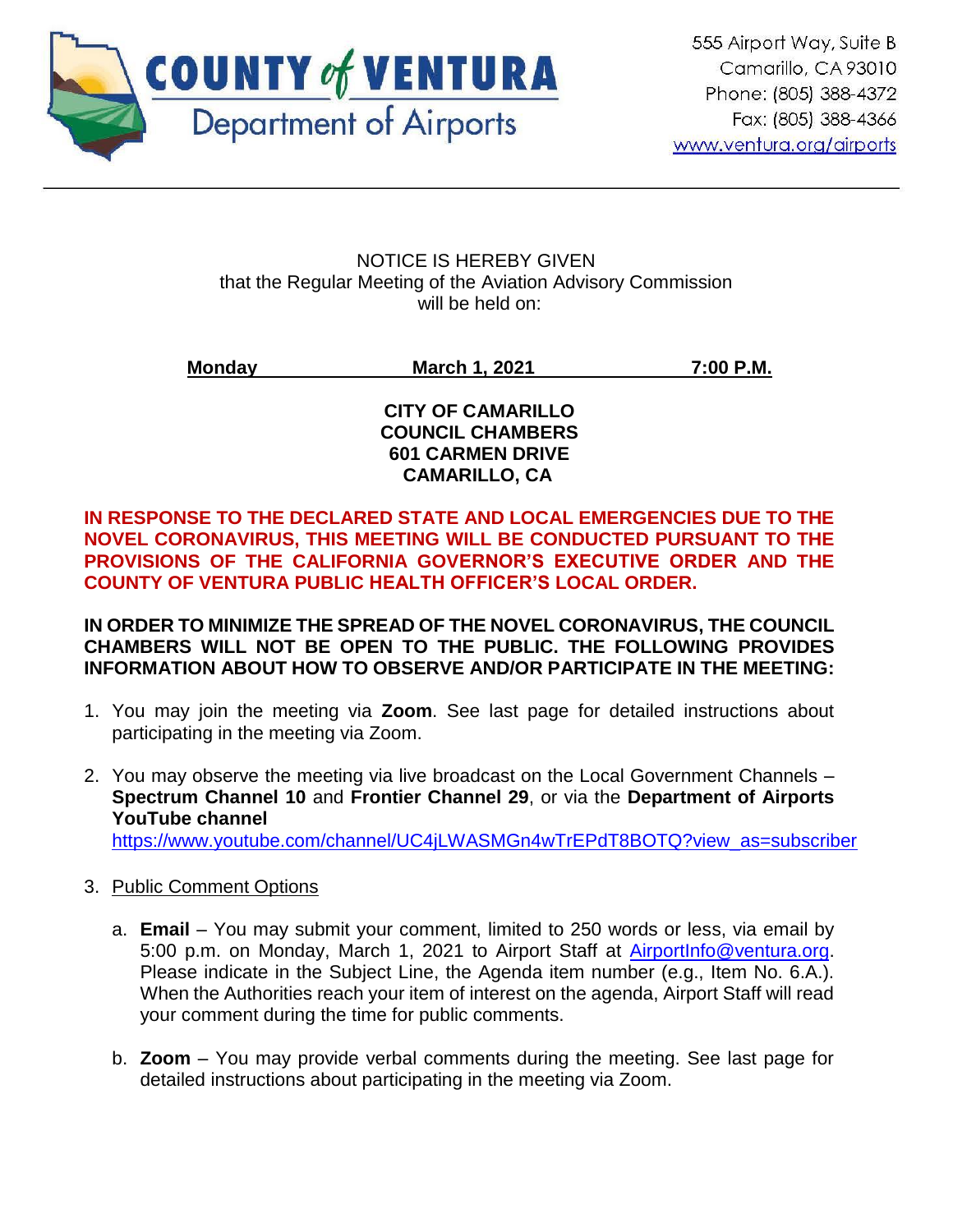**COUNTY of VENTURA**
Department of Airports

555 Airport Way, Suite B
Camarillo, CA 93010
Phone: (805) 388-4372
Fax: (805) 388-4366
www.ventura.org/airports

---

NOTICE IS HEREBY GIVEN
that the Regular Meeting of the Aviation Advisory Commission
will be held on:

**Monday March 1, 2021 7:00 P.M.**

**CITY OF CAMARILLO
COUNCIL CHAMBERS
601 CARMEN DRIVE
CAMARILLO, CA**

**IN RESPONSE TO THE DECLARED STATE AND LOCAL EMERGENCIES DUE TO THE NOVEL CORONAVIRUS, THIS MEETING WILL BE CONDUCTED PURSUANT TO THE PROVISIONS OF THE CALIFORNIA GOVERNOR'S EXECUTIVE ORDER AND THE COUNTY OF VENTURA PUBLIC HEALTH OFFICER'S LOCAL ORDER.**

**IN ORDER TO MINIMIZE THE SPREAD OF THE NOVEL CORONAVIRUS, THE COUNCIL CHAMBERS WILL NOT BE OPEN TO THE PUBLIC. THE FOLLOWING PROVIDES INFORMATION ABOUT HOW TO OBSERVE AND/OR PARTICIPATE IN THE MEETING:**

1. You may join the meeting via **Zoom**. See last page for detailed instructions about participating in the meeting via Zoom.

2. You may observe the meeting via live broadcast on the Local Government Channels – **Spectrum Channel 10** and **Frontier Channel 29**, or via the **Department of Airports YouTube channel** https://www.youtube.com/channel/UC4jLWASMGn4wTrEPdT8BOTQ?view_as=subscriber

3. Public Comment Options

   a. **Email** – You may submit your comment, limited to 250 words or less, via email by 5:00 p.m. on Monday, March 1, 2021 to Airport Staff at AirportInfo@ventura.org. Please indicate in the Subject Line, the Agenda item number (e.g., Item No. 6.A.). When the Authorities reach your item of interest on the agenda, Airport Staff will read your comment during the time for public comments.

   b. **Zoom** – You may provide verbal comments during the meeting. See last page for detailed instructions about participating in the meeting via Zoom.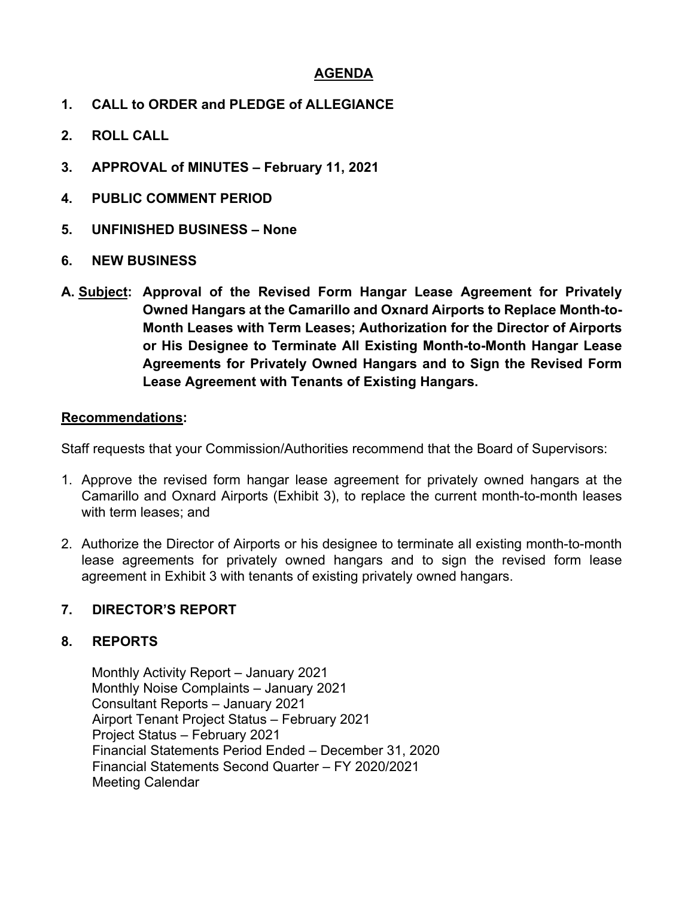# AGENDA

**1. CALL to ORDER and PLEDGE of ALLEGIANCE**

**2. ROLL CALL**

**3. APPROVAL of MINUTES – February 11, 2021**

**4. PUBLIC COMMENT PERIOD**

**5. UNFINISHED BUSINESS – None**

**6. NEW BUSINESS**

**A. Subject: Approval of the Revised Form Hangar Lease Agreement for Privately Owned Hangars at the Camarillo and Oxnard Airports to Replace Month-to-Month Leases with Term Leases; Authorization for the Director of Airports or His Designee to Terminate All Existing Month-to-Month Hangar Lease Agreements for Privately Owned Hangars and to Sign the Revised Form Lease Agreement with Tenants of Existing Hangars.**

**Recommendations:**

Staff requests that your Commission/Authorities recommend that the Board of Supervisors:

1. Approve the revised form hangar lease agreement for privately owned hangars at the Camarillo and Oxnard Airports (Exhibit 3), to replace the current month-to-month leases with term leases; and

2. Authorize the Director of Airports or his designee to terminate all existing month-to-month lease agreements for privately owned hangars and to sign the revised form lease agreement in Exhibit 3 with tenants of existing privately owned hangars.

**7. DIRECTOR'S REPORT**

**8. REPORTS**

Monthly Activity Report – January 2021
Monthly Noise Complaints – January 2021
Consultant Reports – January 2021
Airport Tenant Project Status – February 2021
Project Status – February 2021
Financial Statements Period Ended – December 31, 2020
Financial Statements Second Quarter – FY 2020/2021
Meeting Calendar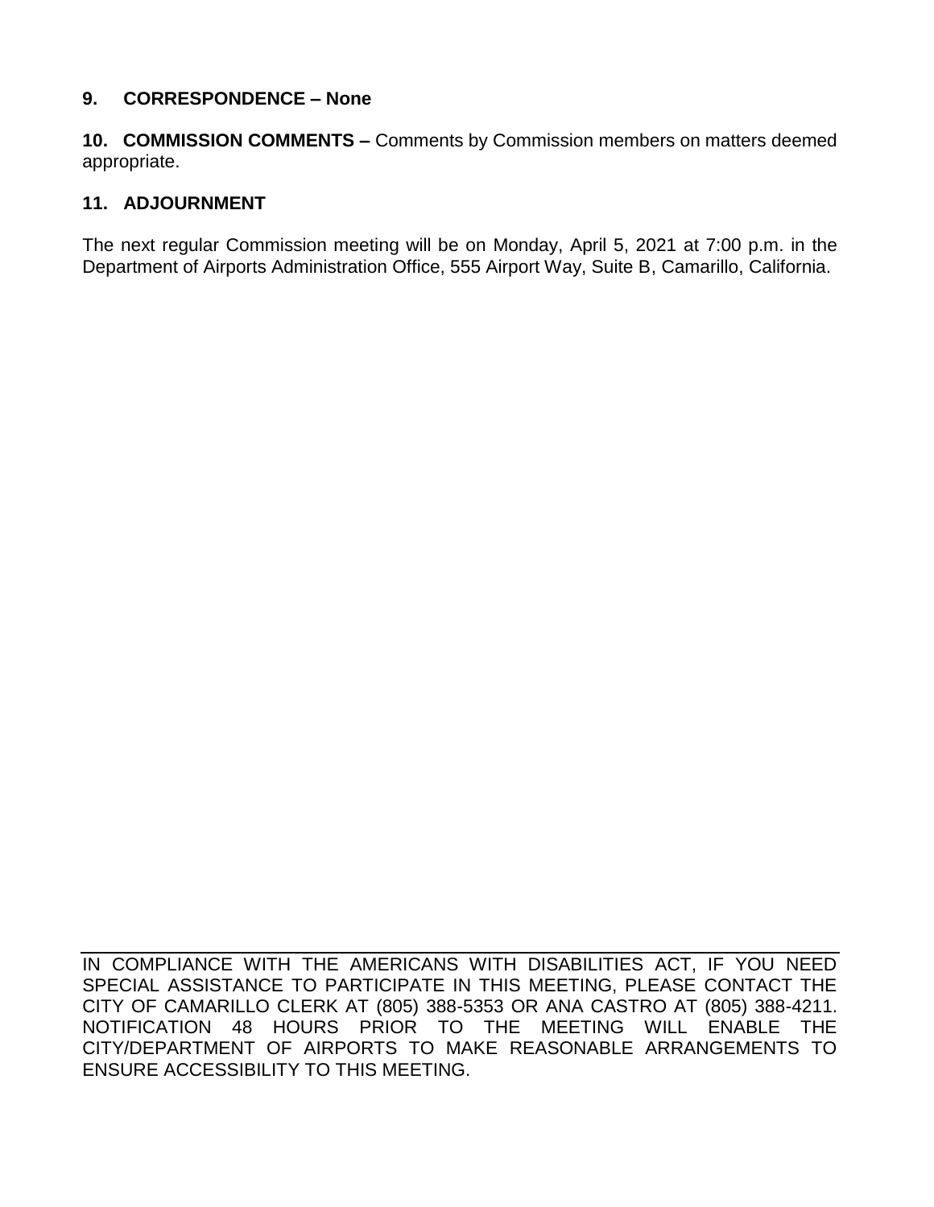**9. CORRESPONDENCE – None**

**10. COMMISSION COMMENTS –** Comments by Commission members on matters deemed appropriate.

**11. ADJOURNMENT**

The next regular Commission meeting will be on Monday, April 5, 2021 at 7:00 p.m. in the Department of Airports Administration Office, 555 Airport Way, Suite B, Camarillo, California.

---

IN COMPLIANCE WITH THE AMERICANS WITH DISABILITIES ACT, IF YOU NEED SPECIAL ASSISTANCE TO PARTICIPATE IN THIS MEETING, PLEASE CONTACT THE CITY OF CAMARILLO CLERK AT (805) 388-5353 OR ANA CASTRO AT (805) 388-4211. NOTIFICATION 48 HOURS PRIOR TO THE MEETING WILL ENABLE THE CITY/DEPARTMENT OF AIRPORTS TO MAKE REASONABLE ARRANGEMENTS TO ENSURE ACCESSIBILITY TO THIS MEETING.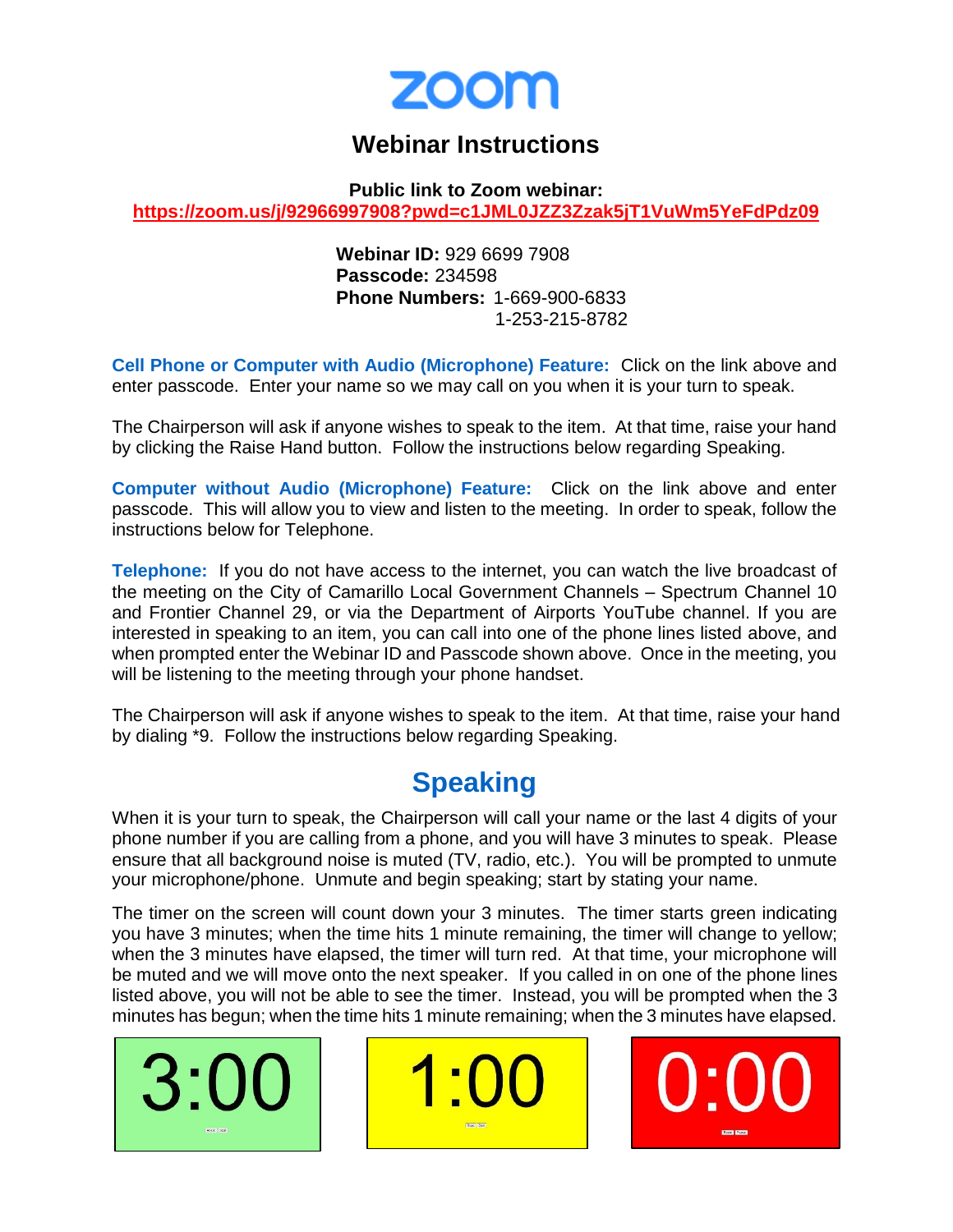# zoom

## Webinar Instructions

**Public link to Zoom webinar:**
**https://zoom.us/j/92966997908?pwd=c1JML0JZZ3Zzak5jT1VuWm5YeFdPdz09**

**Webinar ID:** 929 6699 7908
**Passcode:** 234598
**Phone Numbers:** 1-669-900-6833
1-253-215-8782

**Cell Phone or Computer with Audio (Microphone) Feature:** Click on the link above and enter passcode. Enter your name so we may call on you when it is your turn to speak.

The Chairperson will ask if anyone wishes to speak to the item. At that time, raise your hand by clicking the Raise Hand button. Follow the instructions below regarding Speaking.

**Computer without Audio (Microphone) Feature:** Click on the link above and enter passcode. This will allow you to view and listen to the meeting. In order to speak, follow the instructions below for Telephone.

**Telephone:** If you do not have access to the internet, you can watch the live broadcast of the meeting on the City of Camarillo Local Government Channels – Spectrum Channel 10 and Frontier Channel 29, or via the Department of Airports YouTube channel. If you are interested in speaking to an item, you can call into one of the phone lines listed above, and when prompted enter the Webinar ID and Passcode shown above. Once in the meeting, you will be listening to the meeting through your phone handset.

The Chairperson will ask if anyone wishes to speak to the item. At that time, raise your hand by dialing *9. Follow the instructions below regarding Speaking.

## Speaking

When it is your turn to speak, the Chairperson will call your name or the last 4 digits of your phone number if you are calling from a phone, and you will have 3 minutes to speak. Please ensure that all background noise is muted (TV, radio, etc.). You will be prompted to unmute your microphone/phone. Unmute and begin speaking; start by stating your name.

The timer on the screen will count down your 3 minutes. The timer starts green indicating you have 3 minutes; when the time hits 1 minute remaining, the timer will change to yellow; when the 3 minutes have elapsed, the timer will turn red. At that time, your microphone will be muted and we will move onto the next speaker. If you called in on one of the phone lines listed above, you will not be able to see the timer. Instead, you will be prompted when the 3 minutes has begun; when the time hits 1 minute remaining; when the 3 minutes have elapsed.

3:00

1:00

0:00